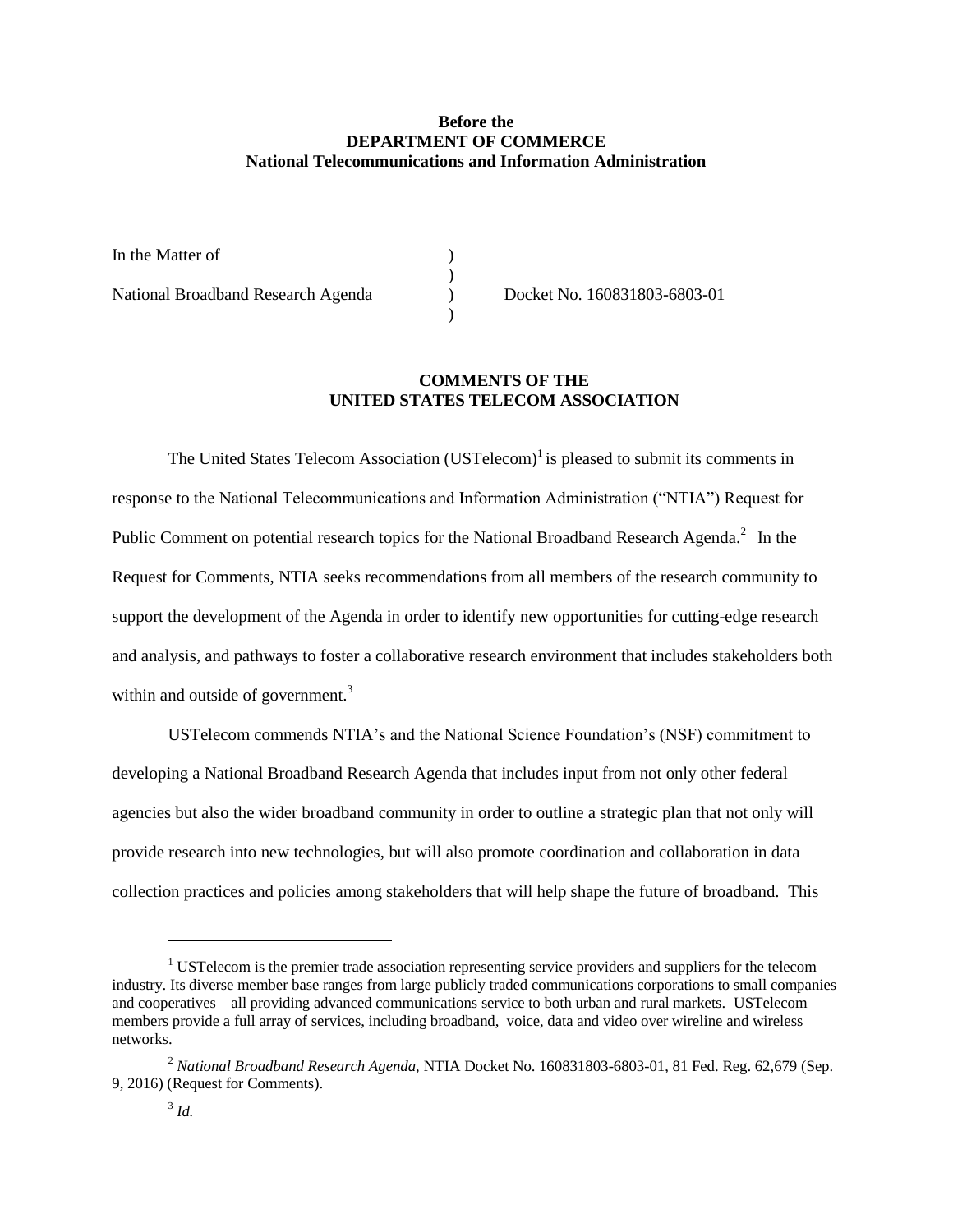**Before the**
**DEPARTMENT OF COMMERCE**
**National Telecommunications and Information Administration**

In the Matter of )
)
National Broadband Research Agenda ) Docket No. 160831803-6803-01
)

## COMMENTS OF THE UNITED STATES TELECOM ASSOCIATION

The United States Telecom Association (USTelecom)[1] is pleased to submit its comments in response to the National Telecommunications and Information Administration ("NTIA") Request for Public Comment on potential research topics for the National Broadband Research Agenda.[2] In the Request for Comments, NTIA seeks recommendations from all members of the research community to support the development of the Agenda in order to identify new opportunities for cutting-edge research and analysis, and pathways to foster a collaborative research environment that includes stakeholders both within and outside of government.[3]

USTelecom commends NTIA's and the National Science Foundation's (NSF) commitment to developing a National Broadband Research Agenda that includes input from not only other federal agencies but also the wider broadband community in order to outline a strategic plan that not only will provide research into new technologies, but will also promote coordination and collaboration in data collection practices and policies among stakeholders that will help shape the future of broadband. This

---

[1] USTelecom is the premier trade association representing service providers and suppliers for the telecom industry. Its diverse member base ranges from large publicly traded communications corporations to small companies and cooperatives – all providing advanced communications service to both urban and rural markets. USTelecom members provide a full array of services, including broadband, voice, data and video over wireline and wireless networks.

[2] *National Broadband Research Agenda*, NTIA Docket No. 160831803-6803-01, 81 Fed. Reg. 62,679 (Sep. 9, 2016) (Request for Comments).

[3] *Id.*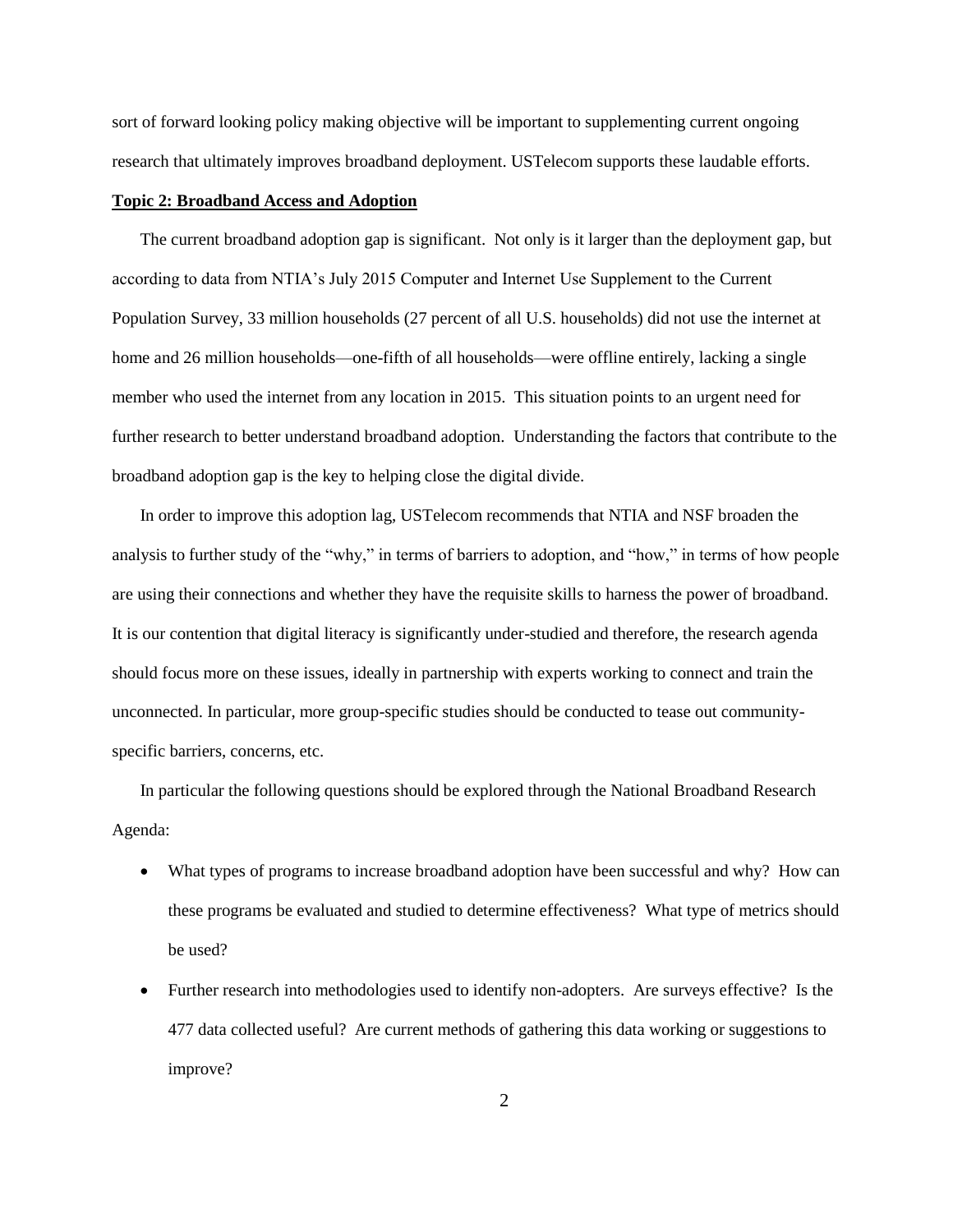sort of forward looking policy making objective will be important to supplementing current ongoing research that ultimately improves broadband deployment. USTelecom supports these laudable efforts.

**Topic 2: Broadband Access and Adoption**

The current broadband adoption gap is significant. Not only is it larger than the deployment gap, but according to data from NTIA's July 2015 Computer and Internet Use Supplement to the Current Population Survey, 33 million households (27 percent of all U.S. households) did not use the internet at home and 26 million households—one-fifth of all households—were offline entirely, lacking a single member who used the internet from any location in 2015. This situation points to an urgent need for further research to better understand broadband adoption. Understanding the factors that contribute to the broadband adoption gap is the key to helping close the digital divide.

In order to improve this adoption lag, USTelecom recommends that NTIA and NSF broaden the analysis to further study of the "why," in terms of barriers to adoption, and "how," in terms of how people are using their connections and whether they have the requisite skills to harness the power of broadband. It is our contention that digital literacy is significantly under-studied and therefore, the research agenda should focus more on these issues, ideally in partnership with experts working to connect and train the unconnected. In particular, more group-specific studies should be conducted to tease out community-specific barriers, concerns, etc.

In particular the following questions should be explored through the National Broadband Research Agenda:

- What types of programs to increase broadband adoption have been successful and why? How can these programs be evaluated and studied to determine effectiveness? What type of metrics should be used?
- Further research into methodologies used to identify non-adopters. Are surveys effective? Is the 477 data collected useful? Are current methods of gathering this data working or suggestions to improve?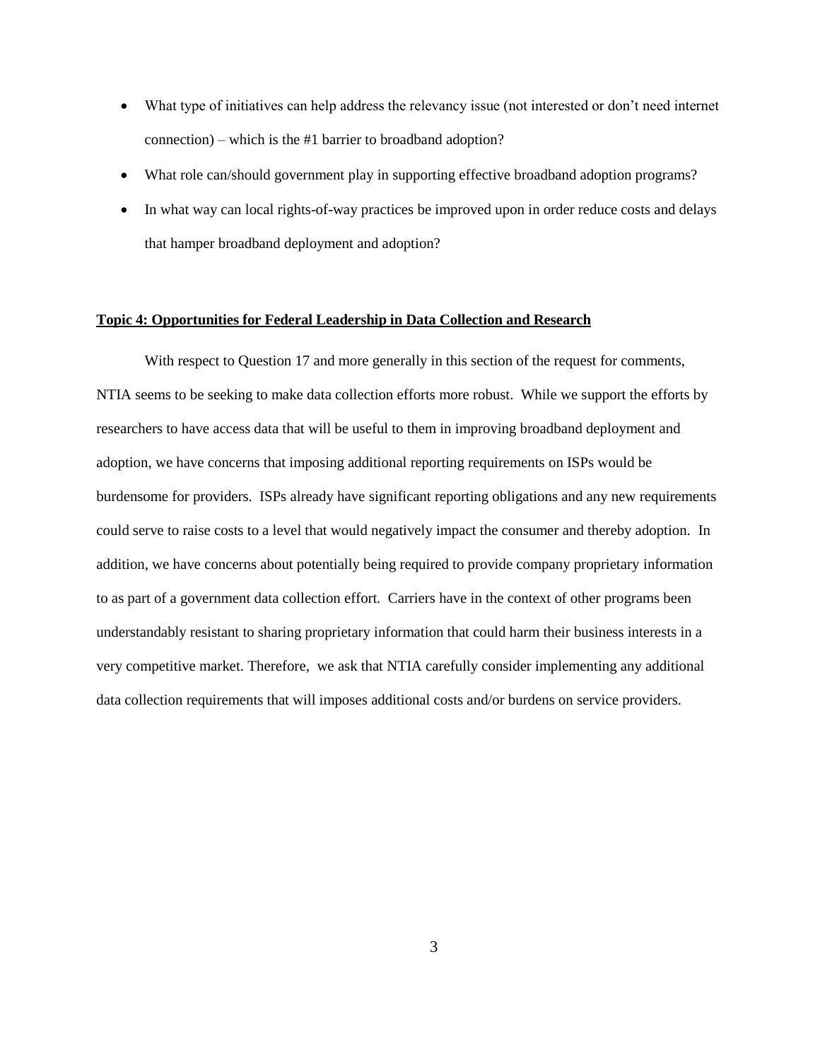- What type of initiatives can help address the relevancy issue (not interested or don't need internet connection) – which is the #1 barrier to broadband adoption?
- What role can/should government play in supporting effective broadband adoption programs?
- In what way can local rights-of-way practices be improved upon in order reduce costs and delays that hamper broadband deployment and adoption?

**Topic 4: Opportunities for Federal Leadership in Data Collection and Research**

With respect to Question 17 and more generally in this section of the request for comments, NTIA seems to be seeking to make data collection efforts more robust. While we support the efforts by researchers to have access data that will be useful to them in improving broadband deployment and adoption, we have concerns that imposing additional reporting requirements on ISPs would be burdensome for providers. ISPs already have significant reporting obligations and any new requirements could serve to raise costs to a level that would negatively impact the consumer and thereby adoption. In addition, we have concerns about potentially being required to provide company proprietary information to as part of a government data collection effort. Carriers have in the context of other programs been understandably resistant to sharing proprietary information that could harm their business interests in a very competitive market. Therefore, we ask that NTIA carefully consider implementing any additional data collection requirements that will imposes additional costs and/or burdens on service providers.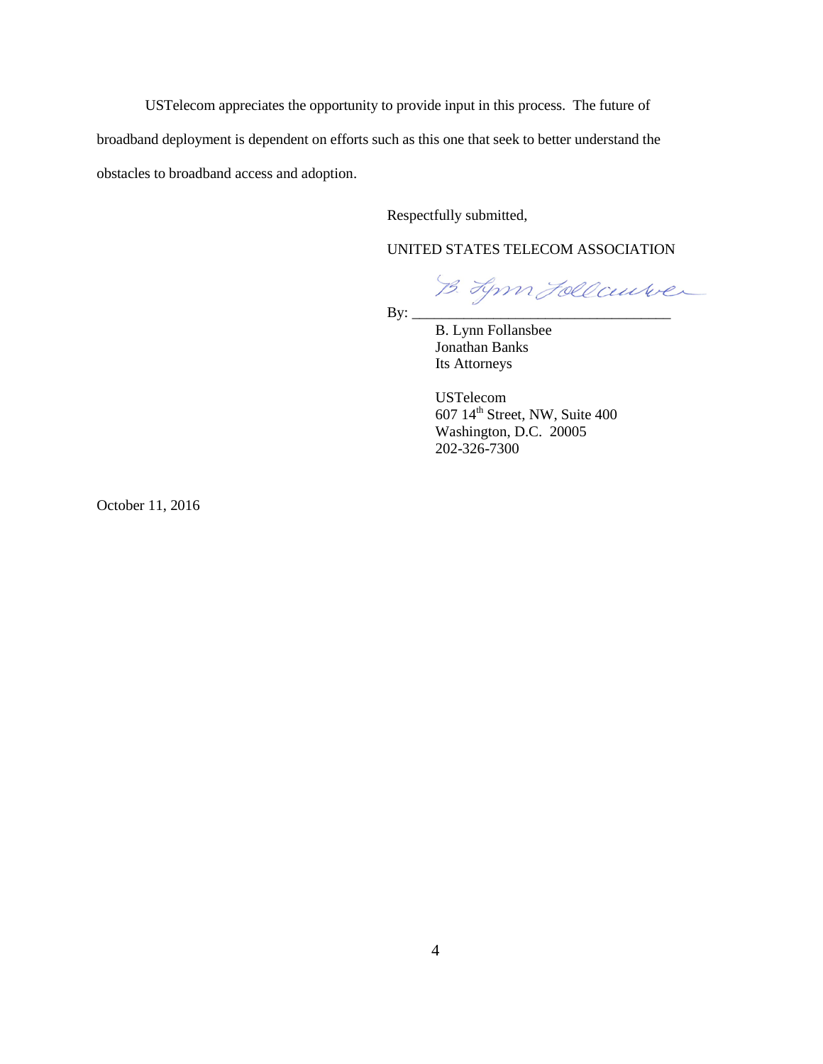USTelecom appreciates the opportunity to provide input in this process. The future of broadband deployment is dependent on efforts such as this one that seek to better understand the obstacles to broadband access and adoption.

Respectfully submitted,

UNITED STATES TELECOM ASSOCIATION

By: ___________________________________

B. Lynn Follansbee
Jonathan Banks
Its Attorneys

USTelecom
607 14th Street, NW, Suite 400
Washington, D.C. 20005
202-326-7300

October 11, 2016